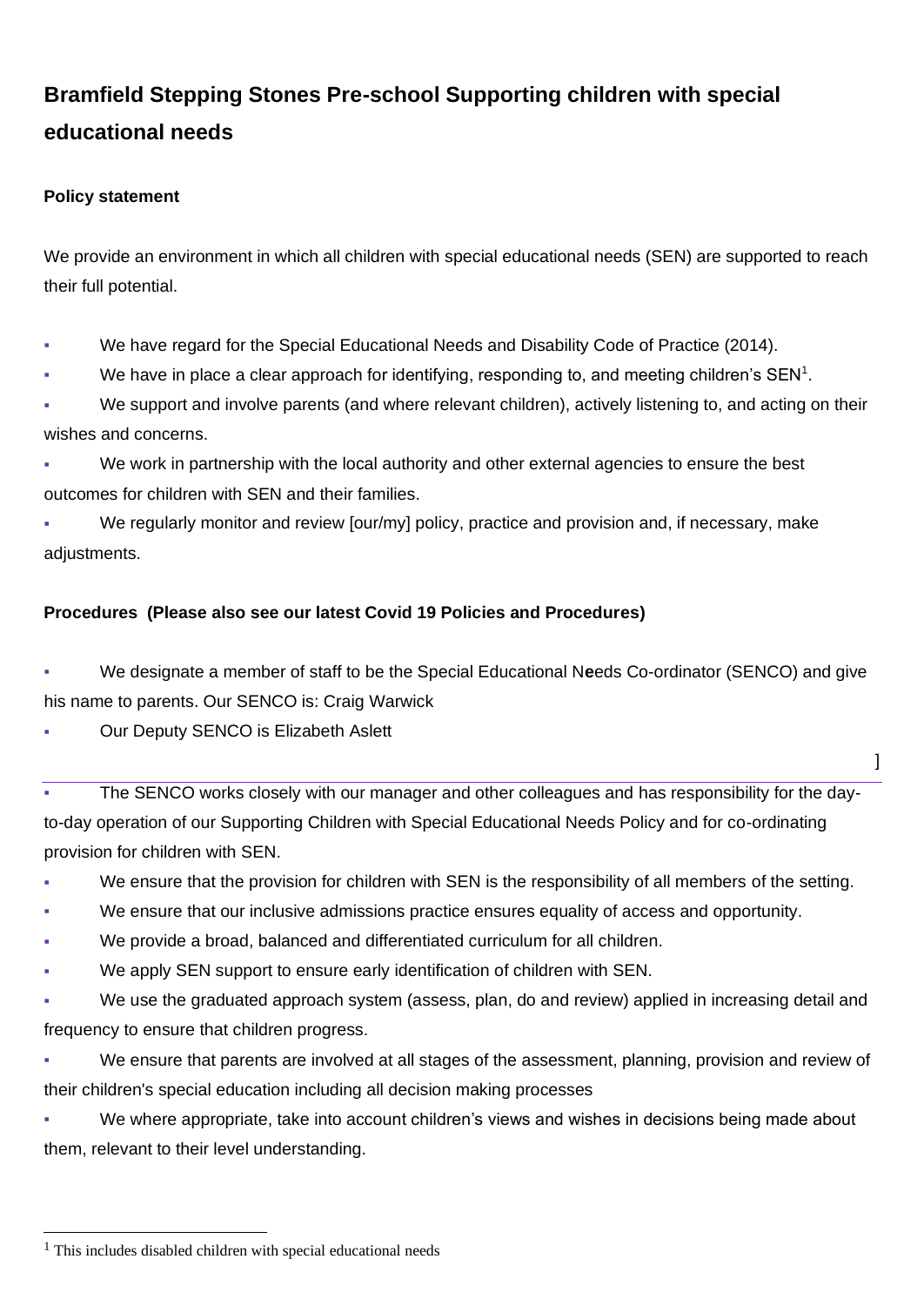# Bramfield Stepping Stones Pre-school Supporting children with special educational needs

**Policy statement**

We provide an environment in which all children with special educational needs (SEN) are supported to reach their full potential.

- We have regard for the Special Educational Needs and Disability Code of Practice (2014).
- We have in place a clear approach for identifying, responding to, and meeting children's SEN[1].
- We support and involve parents (and where relevant children), actively listening to, and acting on their wishes and concerns.
- We work in partnership with the local authority and other external agencies to ensure the best outcomes for children with SEN and their families.
- We regularly monitor and review [our/my] policy, practice and provision and, if necessary, make adjustments.

**Procedures (Please also see our latest Covid 19 Policies and Procedures)**

- We designate a member of staff to be the Special Educational N**e**eds Co-ordinator (SENCO) and give his name to parents. Our SENCO is: Craig Warwick
- Our Deputy SENCO is Elizabeth Aslett

]

- The SENCO works closely with our manager and other colleagues and has responsibility for the day-to-day operation of our Supporting Children with Special Educational Needs Policy and for co-ordinating provision for children with SEN.
- We ensure that the provision for children with SEN is the responsibility of all members of the setting.
- We ensure that our inclusive admissions practice ensures equality of access and opportunity.
- We provide a broad, balanced and differentiated curriculum for all children.
- We apply SEN support to ensure early identification of children with SEN.
- We use the graduated approach system (assess, plan, do and review) applied in increasing detail and frequency to ensure that children progress.
- We ensure that parents are involved at all stages of the assessment, planning, provision and review of their children's special education including all decision making processes
- We where appropriate, take into account children's views and wishes in decisions being made about them, relevant to their level understanding.

[1] This includes disabled children with special educational needs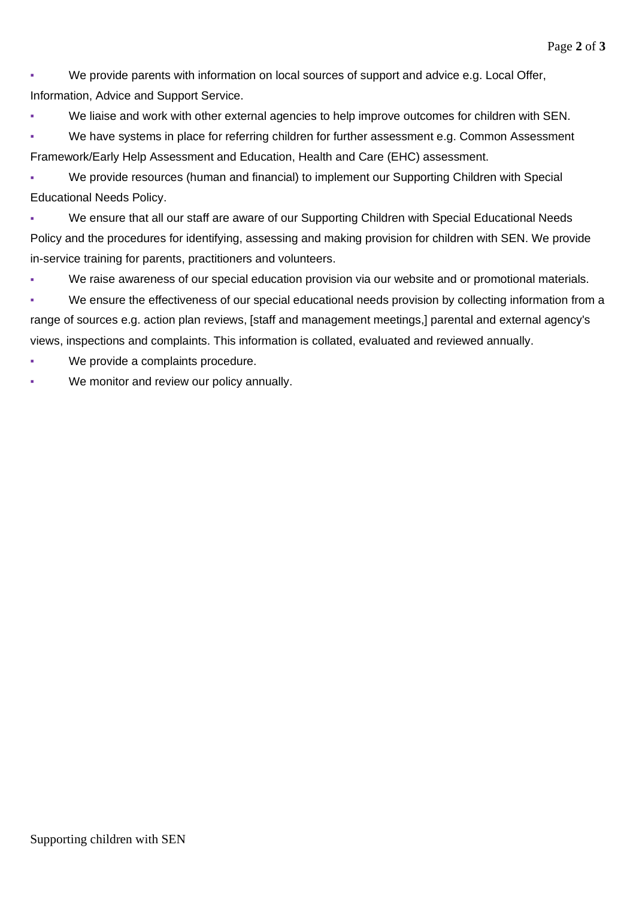- We provide parents with information on local sources of support and advice e.g. Local Offer, Information, Advice and Support Service.
- We liaise and work with other external agencies to help improve outcomes for children with SEN.
- We have systems in place for referring children for further assessment e.g. Common Assessment Framework/Early Help Assessment and Education, Health and Care (EHC) assessment.
- We provide resources (human and financial) to implement our Supporting Children with Special Educational Needs Policy.
- We ensure that all our staff are aware of our Supporting Children with Special Educational Needs Policy and the procedures for identifying, assessing and making provision for children with SEN. We provide in-service training for parents, practitioners and volunteers.
- We raise awareness of our special education provision via our website and or promotional materials.
- We ensure the effectiveness of our special educational needs provision by collecting information from a range of sources e.g. action plan reviews, [staff and management meetings,] parental and external agency's views, inspections and complaints. This information is collated, evaluated and reviewed annually.
- We provide a complaints procedure.
- We monitor and review our policy annually.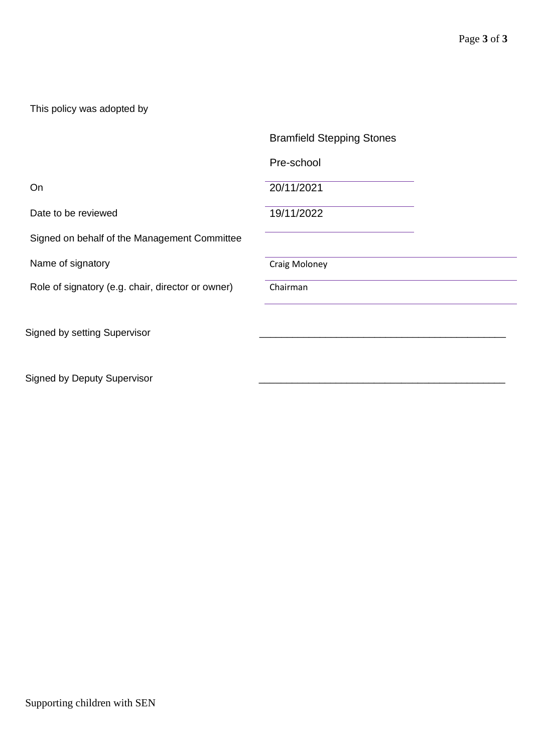This policy was adopted by

| | |
|---|---|
| | Bramfield Stepping Stones Pre-school |
| On | 20/11/2021 |
| Date to be reviewed | 19/11/2022 |
| Signed on behalf of the Management Committee | |
| Name of signatory | Craig Moloney |
| Role of signatory (e.g. chair, director or owner) | Chairman |

Signed by setting Supervisor ____________________________________________

Signed by Deputy Supervisor ____________________________________________